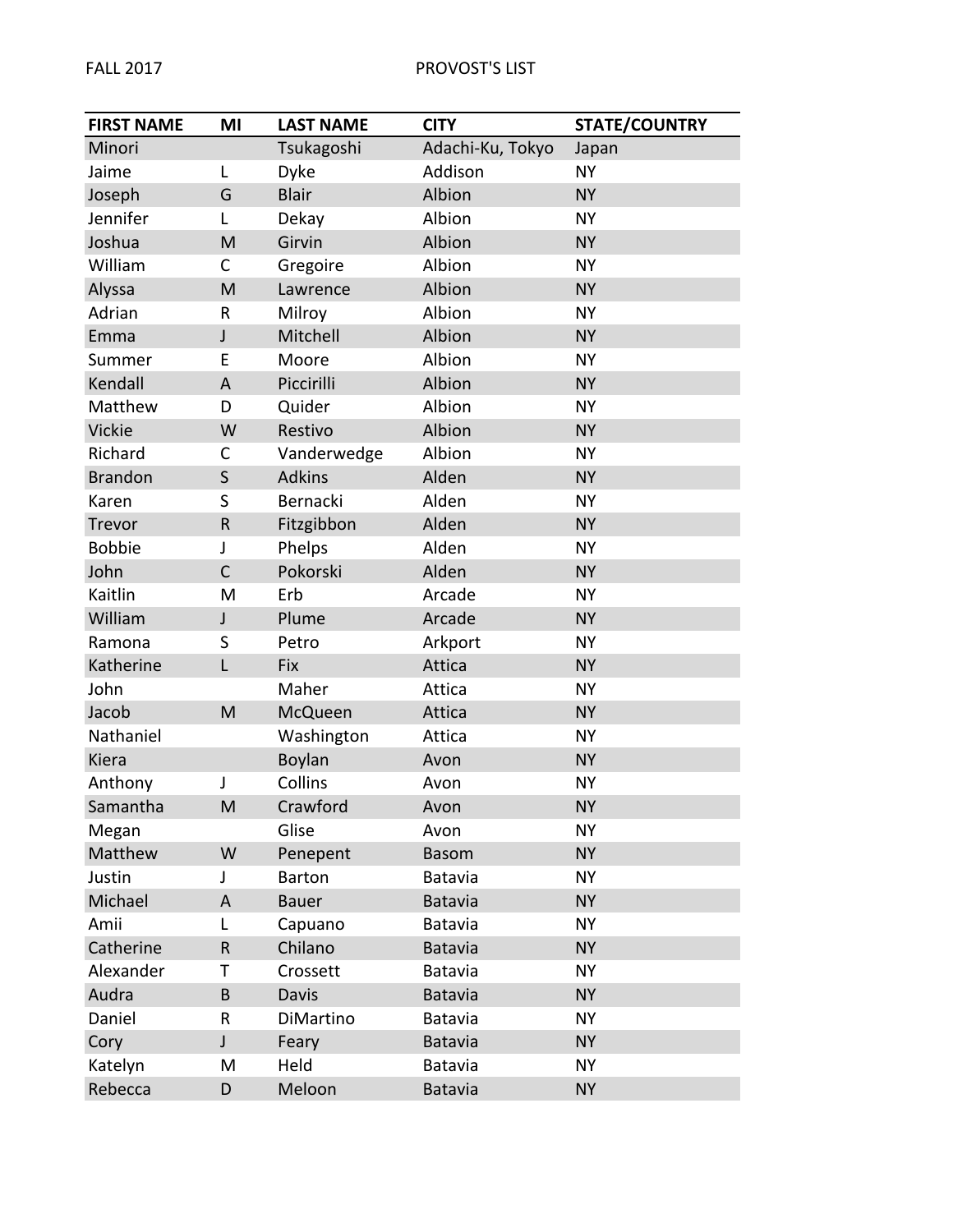FALL 2017 PROVOST'S LIST

| FIRST NAME | MI | LAST NAME | CITY | STATE/COUNTRY |
|---|---|---|---|---|
| Minori | | Tsukagoshi | Adachi-Ku, Tokyo | Japan |
| Jaime | L | Dyke | Addison | NY |
| Joseph | G | Blair | Albion | NY |
| Jennifer | L | Dekay | Albion | NY |
| Joshua | M | Girvin | Albion | NY |
| William | C | Gregoire | Albion | NY |
| Alyssa | M | Lawrence | Albion | NY |
| Adrian | R | Milroy | Albion | NY |
| Emma | J | Mitchell | Albion | NY |
| Summer | E | Moore | Albion | NY |
| Kendall | A | Piccirilli | Albion | NY |
| Matthew | D | Quider | Albion | NY |
| Vickie | W | Restivo | Albion | NY |
| Richard | C | Vanderwedge | Albion | NY |
| Brandon | S | Adkins | Alden | NY |
| Karen | S | Bernacki | Alden | NY |
| Trevor | R | Fitzgibbon | Alden | NY |
| Bobbie | J | Phelps | Alden | NY |
| John | C | Pokorski | Alden | NY |
| Kaitlin | M | Erb | Arcade | NY |
| William | J | Plume | Arcade | NY |
| Ramona | S | Petro | Arkport | NY |
| Katherine | L | Fix | Attica | NY |
| John | | Maher | Attica | NY |
| Jacob | M | McQueen | Attica | NY |
| Nathaniel | | Washington | Attica | NY |
| Kiera | | Boylan | Avon | NY |
| Anthony | J | Collins | Avon | NY |
| Samantha | M | Crawford | Avon | NY |
| Megan | | Glise | Avon | NY |
| Matthew | W | Penepent | Basom | NY |
| Justin | J | Barton | Batavia | NY |
| Michael | A | Bauer | Batavia | NY |
| Amii | L | Capuano | Batavia | NY |
| Catherine | R | Chilano | Batavia | NY |
| Alexander | T | Crossett | Batavia | NY |
| Audra | B | Davis | Batavia | NY |
| Daniel | R | DiMartino | Batavia | NY |
| Cory | J | Feary | Batavia | NY |
| Katelyn | M | Held | Batavia | NY |
| Rebecca | D | Meloon | Batavia | NY |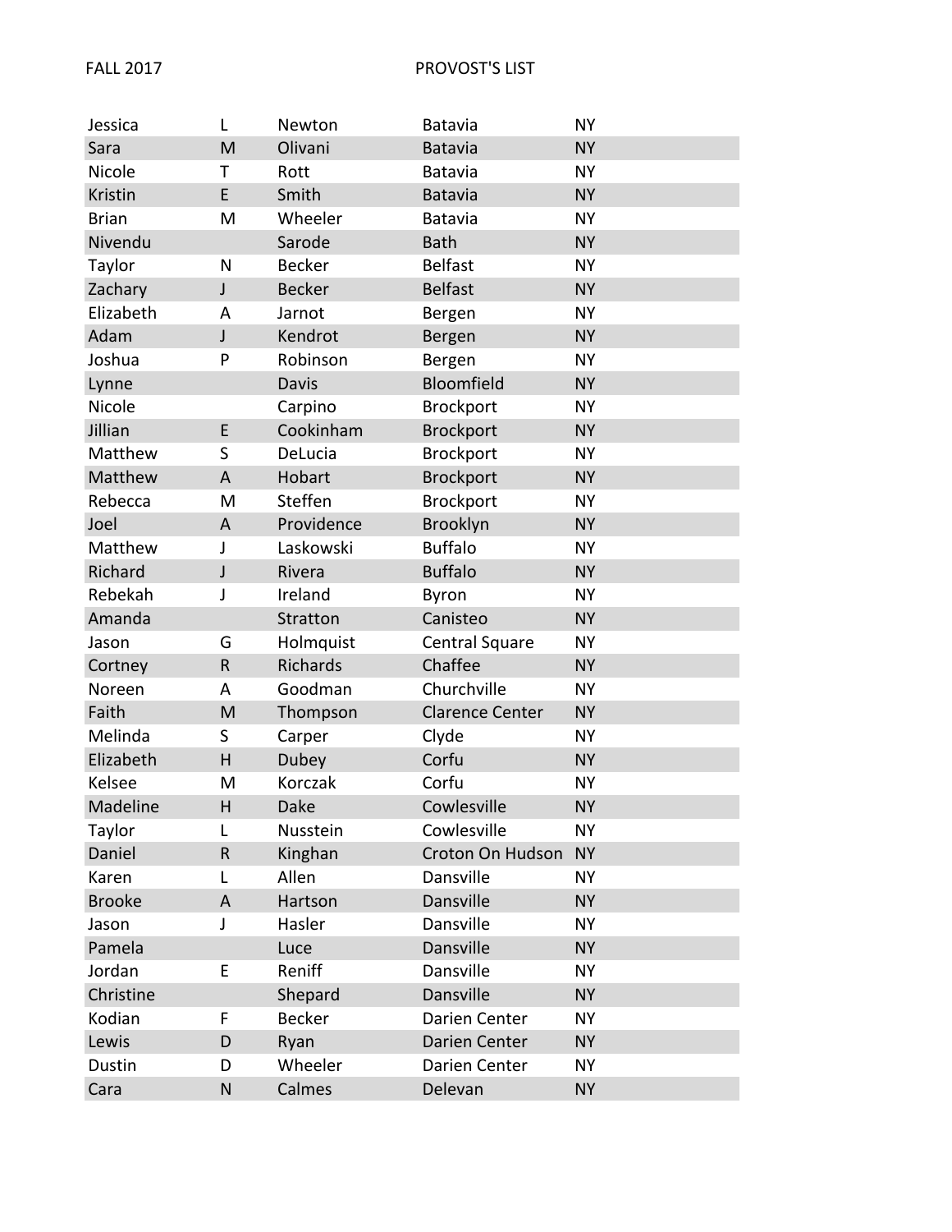| | | | | |
|---|---|---|---|---|
| Jessica | L | Newton | Batavia | NY |
| Sara | M | Olivani | Batavia | NY |
| Nicole | T | Rott | Batavia | NY |
| Kristin | E | Smith | Batavia | NY |
| Brian | M | Wheeler | Batavia | NY |
| Nivendu | | Sarode | Bath | NY |
| Taylor | N | Becker | Belfast | NY |
| Zachary | J | Becker | Belfast | NY |
| Elizabeth | A | Jarnot | Bergen | NY |
| Adam | J | Kendrot | Bergen | NY |
| Joshua | P | Robinson | Bergen | NY |
| Lynne | | Davis | Bloomfield | NY |
| Nicole | | Carpino | Brockport | NY |
| Jillian | E | Cookinham | Brockport | NY |
| Matthew | S | DeLucia | Brockport | NY |
| Matthew | A | Hobart | Brockport | NY |
| Rebecca | M | Steffen | Brockport | NY |
| Joel | A | Providence | Brooklyn | NY |
| Matthew | J | Laskowski | Buffalo | NY |
| Richard | J | Rivera | Buffalo | NY |
| Rebekah | J | Ireland | Byron | NY |
| Amanda | | Stratton | Canisteo | NY |
| Jason | G | Holmquist | Central Square | NY |
| Cortney | R | Richards | Chaffee | NY |
| Noreen | A | Goodman | Churchville | NY |
| Faith | M | Thompson | Clarence Center | NY |
| Melinda | S | Carper | Clyde | NY |
| Elizabeth | H | Dubey | Corfu | NY |
| Kelsee | M | Korczak | Corfu | NY |
| Madeline | H | Dake | Cowlesville | NY |
| Taylor | L | Nusstein | Cowlesville | NY |
| Daniel | R | Kinghan | Croton On Hudson | NY |
| Karen | L | Allen | Dansville | NY |
| Brooke | A | Hartson | Dansville | NY |
| Jason | J | Hasler | Dansville | NY |
| Pamela | | Luce | Dansville | NY |
| Jordan | E | Reniff | Dansville | NY |
| Christine | | Shepard | Dansville | NY |
| Kodian | F | Becker | Darien Center | NY |
| Lewis | D | Ryan | Darien Center | NY |
| Dustin | D | Wheeler | Darien Center | NY |
| Cara | N | Calmes | Delevan | NY |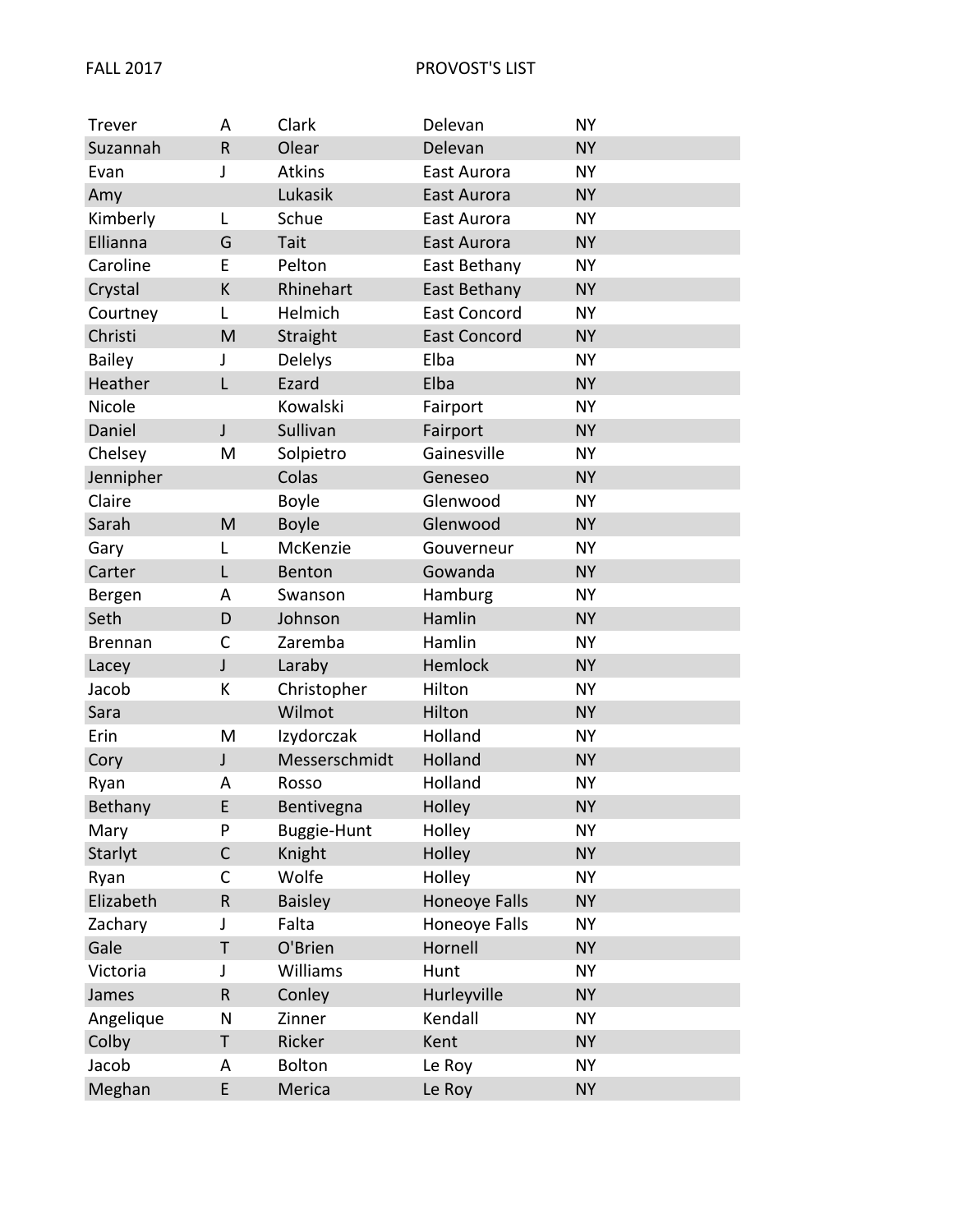FALL 2017 PROVOST'S LIST

| | | | | |
|---|---|---|---|---|
| Trever | A | Clark | Delevan | NY |
| Suzannah | R | Olear | Delevan | NY |
| Evan | J | Atkins | East Aurora | NY |
| Amy | | Lukasik | East Aurora | NY |
| Kimberly | L | Schue | East Aurora | NY |
| Ellianna | G | Tait | East Aurora | NY |
| Caroline | E | Pelton | East Bethany | NY |
| Crystal | K | Rhinehart | East Bethany | NY |
| Courtney | L | Helmich | East Concord | NY |
| Christi | M | Straight | East Concord | NY |
| Bailey | J | Delelys | Elba | NY |
| Heather | L | Ezard | Elba | NY |
| Nicole | | Kowalski | Fairport | NY |
| Daniel | J | Sullivan | Fairport | NY |
| Chelsey | M | Solpietro | Gainesville | NY |
| Jennipher | | Colas | Geneseo | NY |
| Claire | | Boyle | Glenwood | NY |
| Sarah | M | Boyle | Glenwood | NY |
| Gary | L | McKenzie | Gouverneur | NY |
| Carter | L | Benton | Gowanda | NY |
| Bergen | A | Swanson | Hamburg | NY |
| Seth | D | Johnson | Hamlin | NY |
| Brennan | C | Zaremba | Hamlin | NY |
| Lacey | J | Laraby | Hemlock | NY |
| Jacob | K | Christopher | Hilton | NY |
| Sara | | Wilmot | Hilton | NY |
| Erin | M | Izydorczak | Holland | NY |
| Cory | J | Messerschmidt | Holland | NY |
| Ryan | A | Rosso | Holland | NY |
| Bethany | E | Bentivegna | Holley | NY |
| Mary | P | Buggie-Hunt | Holley | NY |
| Starlyt | C | Knight | Holley | NY |
| Ryan | C | Wolfe | Holley | NY |
| Elizabeth | R | Baisley | Honeoye Falls | NY |
| Zachary | J | Falta | Honeoye Falls | NY |
| Gale | T | O'Brien | Hornell | NY |
| Victoria | J | Williams | Hunt | NY |
| James | R | Conley | Hurleyville | NY |
| Angelique | N | Zinner | Kendall | NY |
| Colby | T | Ricker | Kent | NY |
| Jacob | A | Bolton | Le Roy | NY |
| Meghan | E | Merica | Le Roy | NY |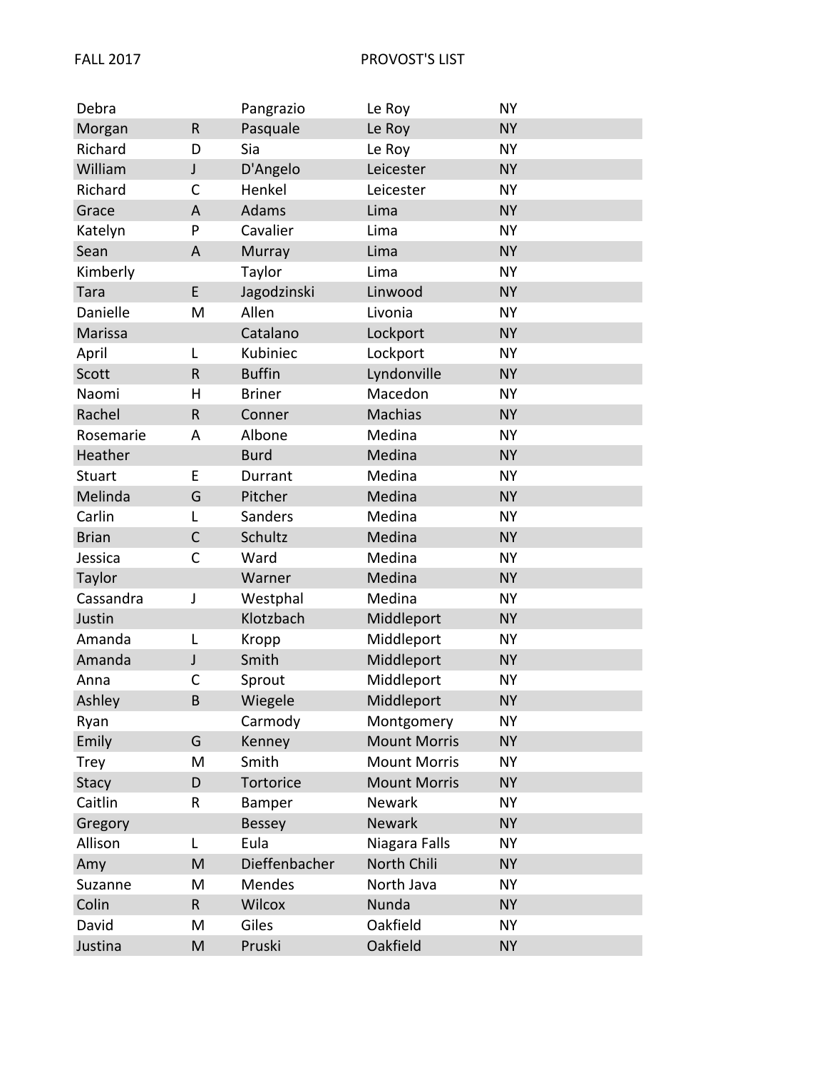FALL 2017 PROVOST'S LIST

| | | | | |
|---|---|---|---|---|
| Debra | | Pangrazio | Le Roy | NY |
| Morgan | R | Pasquale | Le Roy | NY |
| Richard | D | Sia | Le Roy | NY |
| William | J | D'Angelo | Leicester | NY |
| Richard | C | Henkel | Leicester | NY |
| Grace | A | Adams | Lima | NY |
| Katelyn | P | Cavalier | Lima | NY |
| Sean | A | Murray | Lima | NY |
| Kimberly | | Taylor | Lima | NY |
| Tara | E | Jagodzinski | Linwood | NY |
| Danielle | M | Allen | Livonia | NY |
| Marissa | | Catalano | Lockport | NY |
| April | L | Kubiniec | Lockport | NY |
| Scott | R | Buffin | Lyndonville | NY |
| Naomi | H | Briner | Macedon | NY |
| Rachel | R | Conner | Machias | NY |
| Rosemarie | A | Albone | Medina | NY |
| Heather | | Burd | Medina | NY |
| Stuart | E | Durrant | Medina | NY |
| Melinda | G | Pitcher | Medina | NY |
| Carlin | L | Sanders | Medina | NY |
| Brian | C | Schultz | Medina | NY |
| Jessica | C | Ward | Medina | NY |
| Taylor | | Warner | Medina | NY |
| Cassandra | J | Westphal | Medina | NY |
| Justin | | Klotzbach | Middleport | NY |
| Amanda | L | Kropp | Middleport | NY |
| Amanda | J | Smith | Middleport | NY |
| Anna | C | Sprout | Middleport | NY |
| Ashley | B | Wiegele | Middleport | NY |
| Ryan | | Carmody | Montgomery | NY |
| Emily | G | Kenney | Mount Morris | NY |
| Trey | M | Smith | Mount Morris | NY |
| Stacy | D | Tortorice | Mount Morris | NY |
| Caitlin | R | Bamper | Newark | NY |
| Gregory | | Bessey | Newark | NY |
| Allison | L | Eula | Niagara Falls | NY |
| Amy | M | Dieffenbacher | North Chili | NY |
| Suzanne | M | Mendes | North Java | NY |
| Colin | R | Wilcox | Nunda | NY |
| David | M | Giles | Oakfield | NY |
| Justina | M | Pruski | Oakfield | NY |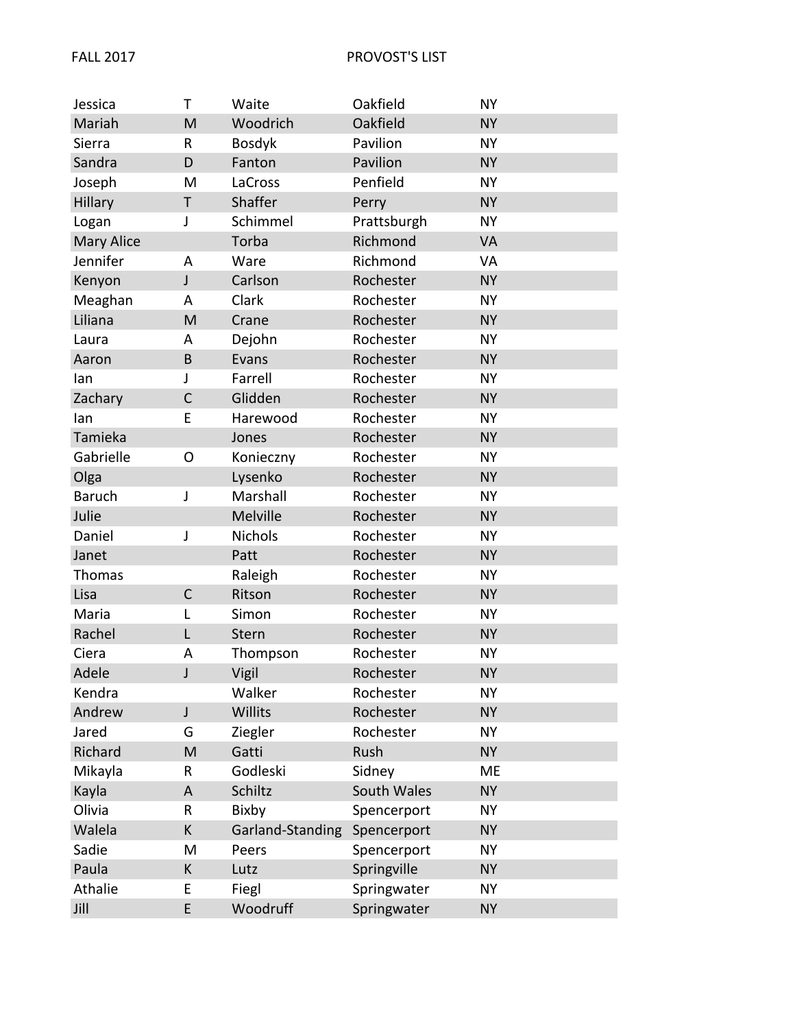FALL 2017 PROVOST'S LIST

| | | | | |
|---|---|---|---|---|
| Jessica | T | Waite | Oakfield | NY |
| Mariah | M | Woodrich | Oakfield | NY |
| Sierra | R | Bosdyk | Pavilion | NY |
| Sandra | D | Fanton | Pavilion | NY |
| Joseph | M | LaCross | Penfield | NY |
| Hillary | T | Shaffer | Perry | NY |
| Logan | J | Schimmel | Prattsburgh | NY |
| Mary Alice | | Torba | Richmond | VA |
| Jennifer | A | Ware | Richmond | VA |
| Kenyon | J | Carlson | Rochester | NY |
| Meaghan | A | Clark | Rochester | NY |
| Liliana | M | Crane | Rochester | NY |
| Laura | A | Dejohn | Rochester | NY |
| Aaron | B | Evans | Rochester | NY |
| Ian | J | Farrell | Rochester | NY |
| Zachary | C | Glidden | Rochester | NY |
| Ian | E | Harewood | Rochester | NY |
| Tamieka | | Jones | Rochester | NY |
| Gabrielle | O | Konieczny | Rochester | NY |
| Olga | | Lysenko | Rochester | NY |
| Baruch | J | Marshall | Rochester | NY |
| Julie | | Melville | Rochester | NY |
| Daniel | J | Nichols | Rochester | NY |
| Janet | | Patt | Rochester | NY |
| Thomas | | Raleigh | Rochester | NY |
| Lisa | C | Ritson | Rochester | NY |
| Maria | L | Simon | Rochester | NY |
| Rachel | L | Stern | Rochester | NY |
| Ciera | A | Thompson | Rochester | NY |
| Adele | J | Vigil | Rochester | NY |
| Kendra | | Walker | Rochester | NY |
| Andrew | J | Willits | Rochester | NY |
| Jared | G | Ziegler | Rochester | NY |
| Richard | M | Gatti | Rush | NY |
| Mikayla | R | Godleski | Sidney | ME |
| Kayla | A | Schiltz | South Wales | NY |
| Olivia | R | Bixby | Spencerport | NY |
| Walela | K | Garland-Standing | Spencerport | NY |
| Sadie | M | Peers | Spencerport | NY |
| Paula | K | Lutz | Springville | NY |
| Athalie | E | Fiegl | Springwater | NY |
| Jill | E | Woodruff | Springwater | NY |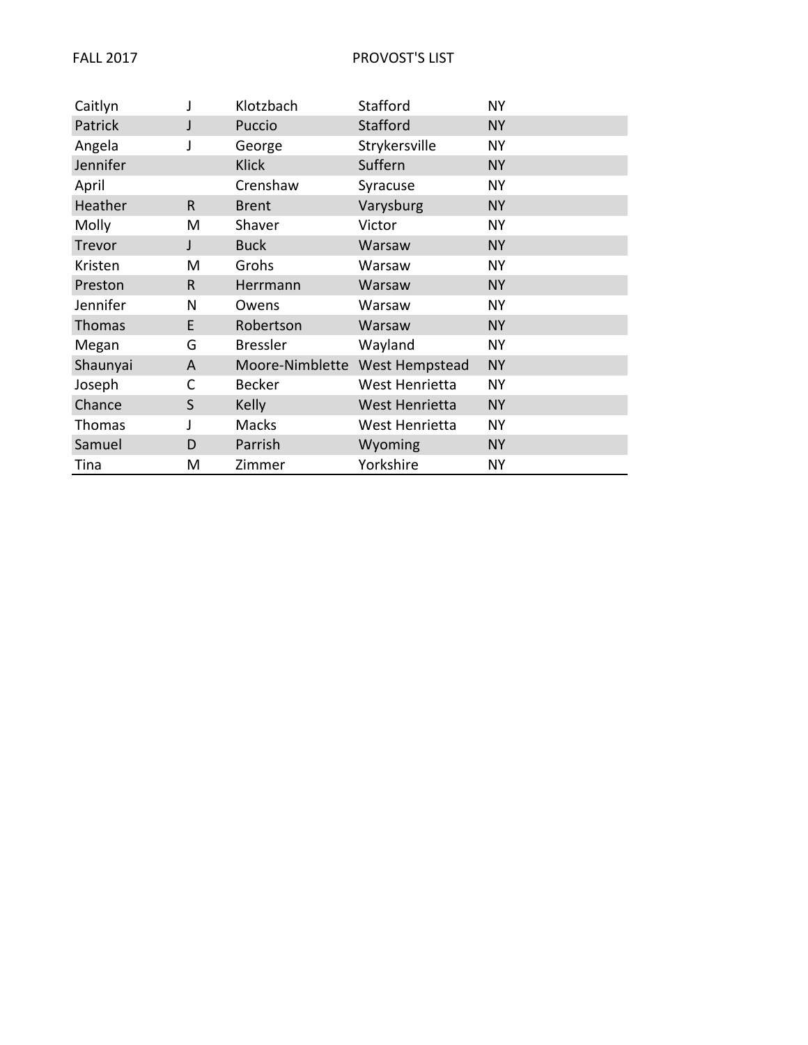FALL 2017 PROVOST'S LIST

| | | | | |
|---|---|---|---|---|
| Caitlyn | J | Klotzbach | Stafford | NY |
| Patrick | J | Puccio | Stafford | NY |
| Angela | J | George | Strykersville | NY |
| Jennifer | | Klick | Suffern | NY |
| April | | Crenshaw | Syracuse | NY |
| Heather | R | Brent | Varysburg | NY |
| Molly | M | Shaver | Victor | NY |
| Trevor | J | Buck | Warsaw | NY |
| Kristen | M | Grohs | Warsaw | NY |
| Preston | R | Herrmann | Warsaw | NY |
| Jennifer | N | Owens | Warsaw | NY |
| Thomas | E | Robertson | Warsaw | NY |
| Megan | G | Bressler | Wayland | NY |
| Shaunyai | A | Moore-Nimblette | West Hempstead | NY |
| Joseph | C | Becker | West Henrietta | NY |
| Chance | S | Kelly | West Henrietta | NY |
| Thomas | J | Macks | West Henrietta | NY |
| Samuel | D | Parrish | Wyoming | NY |
| Tina | M | Zimmer | Yorkshire | NY |